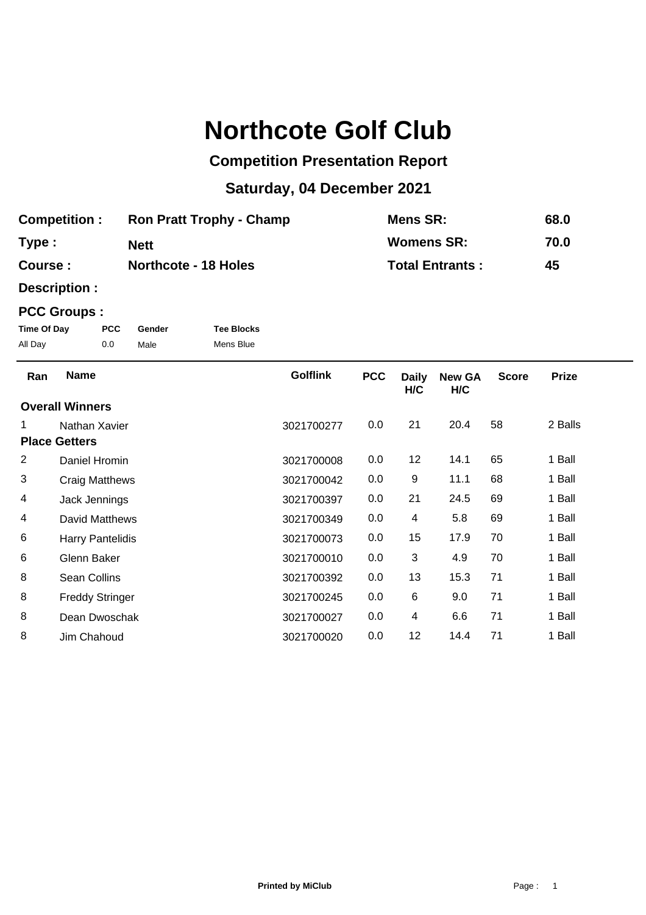# Northcote Golf Club

## Competition Presentation Report

## Saturday, 04 December 2021

| | | | |
|---|---|---|---|
| **Competition :** | **Ron Pratt Trophy - Champ** | **Mens SR:** | **68.0** |
| **Type :** | **Nett** | **Womens SR:** | **70.0** |
| **Course :** | **Northcote - 18 Holes** | **Total Entrants :** | **45** |

**Description :**

**PCC Groups :**

| Time Of Day | PCC | Gender | Tee Blocks |
|---|---|---|---|
| All Day | 0.0 | Male | Mens Blue |

| Ran | Name | Golflink | PCC | Daily H/C | New GA H/C | Score | Prize |
|---|---|---|---|---|---|---|---|
| **Overall Winners** | | | | | | | |
| 1 | Nathan Xavier | 3021700277 | 0.0 | 21 | 20.4 | 58 | 2 Balls |
| **Place Getters** | | | | | | | |
| 2 | Daniel Hromin | 3021700008 | 0.0 | 12 | 14.1 | 65 | 1 Ball |
| 3 | Craig Matthews | 3021700042 | 0.0 | 9 | 11.1 | 68 | 1 Ball |
| 4 | Jack Jennings | 3021700397 | 0.0 | 21 | 24.5 | 69 | 1 Ball |
| 4 | David Matthews | 3021700349 | 0.0 | 4 | 5.8 | 69 | 1 Ball |
| 6 | Harry Pantelidis | 3021700073 | 0.0 | 15 | 17.9 | 70 | 1 Ball |
| 6 | Glenn Baker | 3021700010 | 0.0 | 3 | 4.9 | 70 | 1 Ball |
| 8 | Sean Collins | 3021700392 | 0.0 | 13 | 15.3 | 71 | 1 Ball |
| 8 | Freddy Stringer | 3021700245 | 0.0 | 6 | 9.0 | 71 | 1 Ball |
| 8 | Dean Dwoschak | 3021700027 | 0.0 | 4 | 6.6 | 71 | 1 Ball |
| 8 | Jim Chahoud | 3021700020 | 0.0 | 12 | 14.4 | 71 | 1 Ball |

**Printed by MiClub**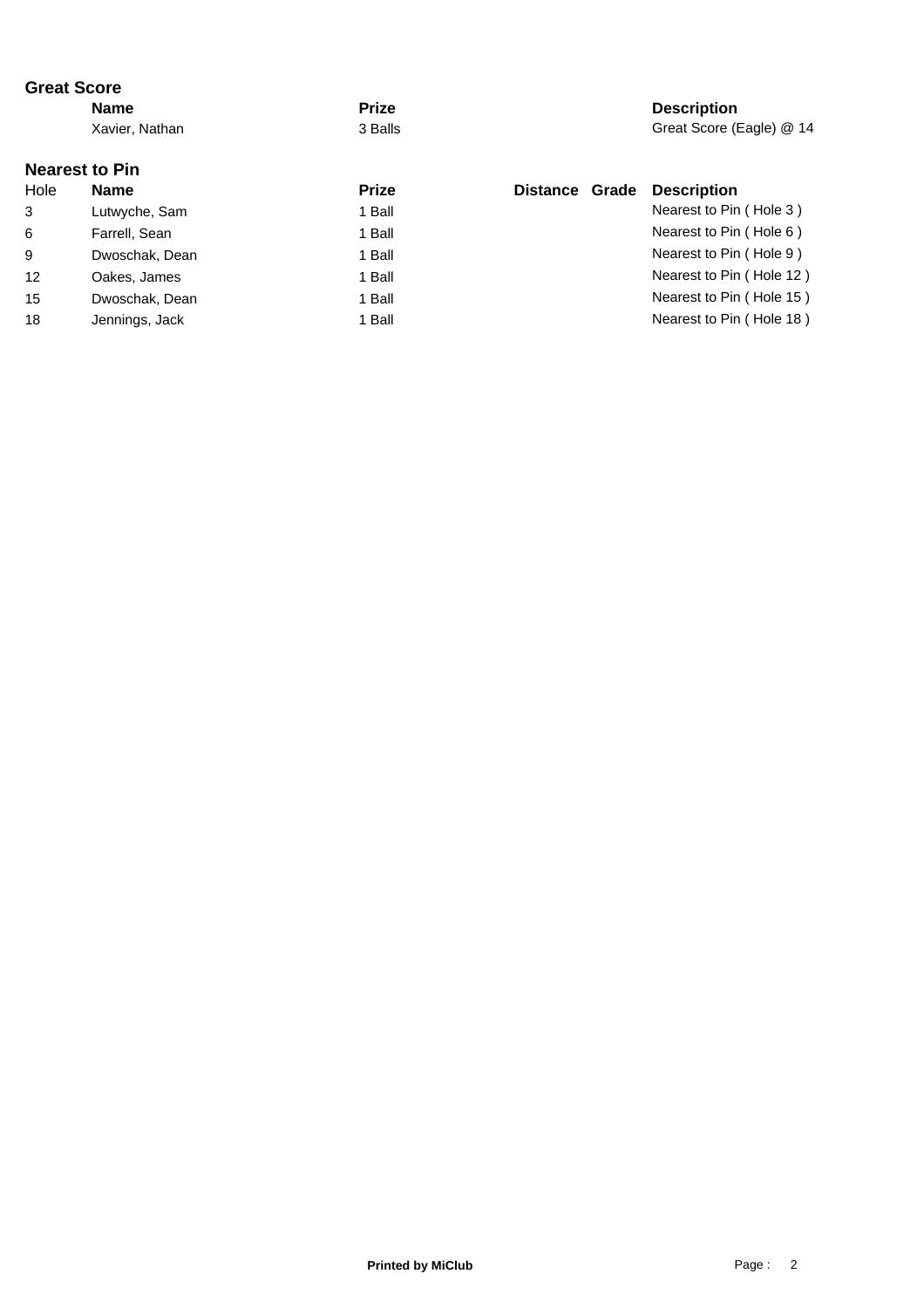## Great Score

| | Name | Prize | Description |
|---|---|---|---|
| | Xavier, Nathan | 3 Balls | Great Score (Eagle) @ 14 |

## Nearest to Pin

| Hole | Name | Prize | Distance | Grade | Description |
|---|---|---|---|---|---|
| 3 | Lutwyche, Sam | 1 Ball | | | Nearest to Pin ( Hole 3 ) |
| 6 | Farrell, Sean | 1 Ball | | | Nearest to Pin ( Hole 6 ) |
| 9 | Dwoschak, Dean | 1 Ball | | | Nearest to Pin ( Hole 9 ) |
| 12 | Oakes, James | 1 Ball | | | Nearest to Pin ( Hole 12 ) |
| 15 | Dwoschak, Dean | 1 Ball | | | Nearest to Pin ( Hole 15 ) |
| 18 | Jennings, Jack | 1 Ball | | | Nearest to Pin ( Hole 18 ) |

**Printed by MiClub**